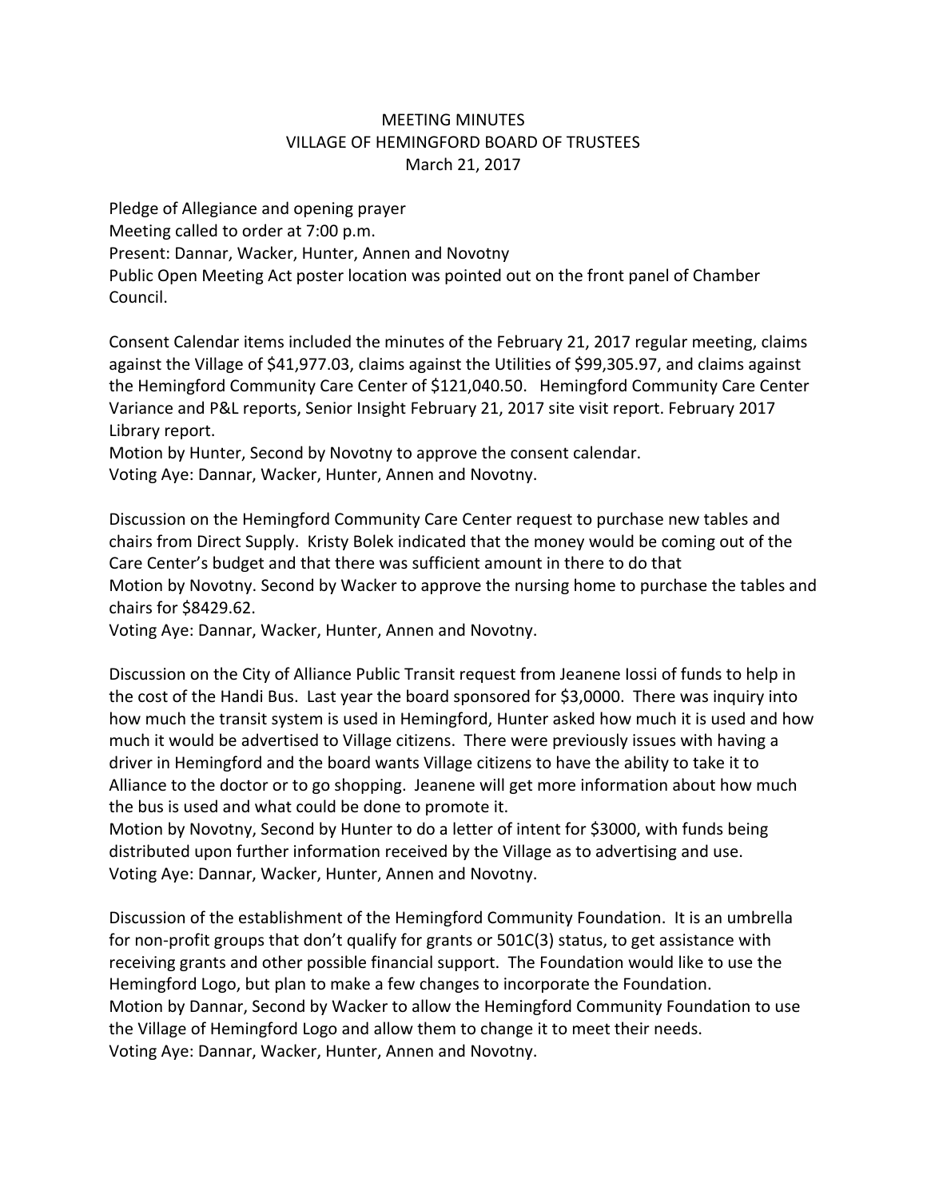# MEETING MINUTES
## VILLAGE OF HEMINGFORD BOARD OF TRUSTEES
### March 21, 2017

Pledge of Allegiance and opening prayer
Meeting called to order at 7:00 p.m.
Present: Dannar, Wacker, Hunter, Annen and Novotny
Public Open Meeting Act poster location was pointed out on the front panel of Chamber Council.

Consent Calendar items included the minutes of the February 21, 2017 regular meeting, claims against the Village of $41,977.03, claims against the Utilities of $99,305.97, and claims against the Hemingford Community Care Center of $121,040.50. Hemingford Community Care Center Variance and P&L reports, Senior Insight February 21, 2017 site visit report. February 2017 Library report.
Motion by Hunter, Second by Novotny to approve the consent calendar.
Voting Aye: Dannar, Wacker, Hunter, Annen and Novotny.

Discussion on the Hemingford Community Care Center request to purchase new tables and chairs from Direct Supply. Kristy Bolek indicated that the money would be coming out of the Care Center's budget and that there was sufficient amount in there to do that
Motion by Novotny. Second by Wacker to approve the nursing home to purchase the tables and chairs for $8429.62.
Voting Aye: Dannar, Wacker, Hunter, Annen and Novotny.

Discussion on the City of Alliance Public Transit request from Jeanene Iossi of funds to help in the cost of the Handi Bus. Last year the board sponsored for $3,0000. There was inquiry into how much the transit system is used in Hemingford, Hunter asked how much it is used and how much it would be advertised to Village citizens. There were previously issues with having a driver in Hemingford and the board wants Village citizens to have the ability to take it to Alliance to the doctor or to go shopping. Jeanene will get more information about how much the bus is used and what could be done to promote it.
Motion by Novotny, Second by Hunter to do a letter of intent for $3000, with funds being distributed upon further information received by the Village as to advertising and use.
Voting Aye: Dannar, Wacker, Hunter, Annen and Novotny.

Discussion of the establishment of the Hemingford Community Foundation. It is an umbrella for non-profit groups that don't qualify for grants or 501C(3) status, to get assistance with receiving grants and other possible financial support. The Foundation would like to use the Hemingford Logo, but plan to make a few changes to incorporate the Foundation.
Motion by Dannar, Second by Wacker to allow the Hemingford Community Foundation to use the Village of Hemingford Logo and allow them to change it to meet their needs.
Voting Aye: Dannar, Wacker, Hunter, Annen and Novotny.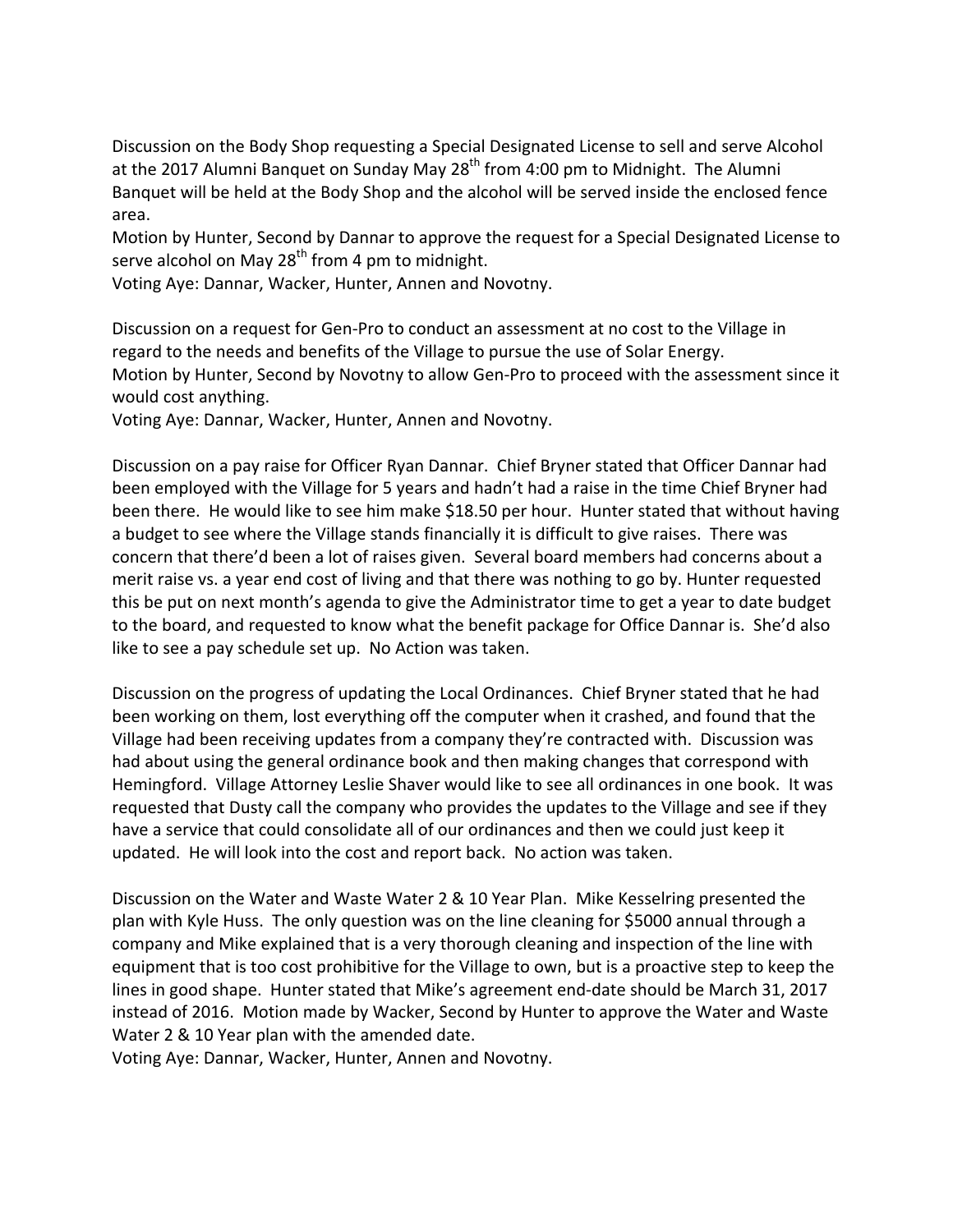Discussion on the Body Shop requesting a Special Designated License to sell and serve Alcohol at the 2017 Alumni Banquet on Sunday May 28th from 4:00 pm to Midnight. The Alumni Banquet will be held at the Body Shop and the alcohol will be served inside the enclosed fence area.

Motion by Hunter, Second by Dannar to approve the request for a Special Designated License to serve alcohol on May 28th from 4 pm to midnight.

Voting Aye: Dannar, Wacker, Hunter, Annen and Novotny.

Discussion on a request for Gen-Pro to conduct an assessment at no cost to the Village in regard to the needs and benefits of the Village to pursue the use of Solar Energy.

Motion by Hunter, Second by Novotny to allow Gen-Pro to proceed with the assessment since it would cost anything.

Voting Aye: Dannar, Wacker, Hunter, Annen and Novotny.

Discussion on a pay raise for Officer Ryan Dannar. Chief Bryner stated that Officer Dannar had been employed with the Village for 5 years and hadn't had a raise in the time Chief Bryner had been there. He would like to see him make $18.50 per hour. Hunter stated that without having a budget to see where the Village stands financially it is difficult to give raises. There was concern that there'd been a lot of raises given. Several board members had concerns about a merit raise vs. a year end cost of living and that there was nothing to go by. Hunter requested this be put on next month's agenda to give the Administrator time to get a year to date budget to the board, and requested to know what the benefit package for Office Dannar is. She'd also like to see a pay schedule set up. No Action was taken.

Discussion on the progress of updating the Local Ordinances. Chief Bryner stated that he had been working on them, lost everything off the computer when it crashed, and found that the Village had been receiving updates from a company they're contracted with. Discussion was had about using the general ordinance book and then making changes that correspond with Hemingford. Village Attorney Leslie Shaver would like to see all ordinances in one book. It was requested that Dusty call the company who provides the updates to the Village and see if they have a service that could consolidate all of our ordinances and then we could just keep it updated. He will look into the cost and report back. No action was taken.

Discussion on the Water and Waste Water 2 & 10 Year Plan. Mike Kesselring presented the plan with Kyle Huss. The only question was on the line cleaning for $5000 annual through a company and Mike explained that is a very thorough cleaning and inspection of the line with equipment that is too cost prohibitive for the Village to own, but is a proactive step to keep the lines in good shape. Hunter stated that Mike's agreement end-date should be March 31, 2017 instead of 2016. Motion made by Wacker, Second by Hunter to approve the Water and Waste Water 2 & 10 Year plan with the amended date.

Voting Aye: Dannar, Wacker, Hunter, Annen and Novotny.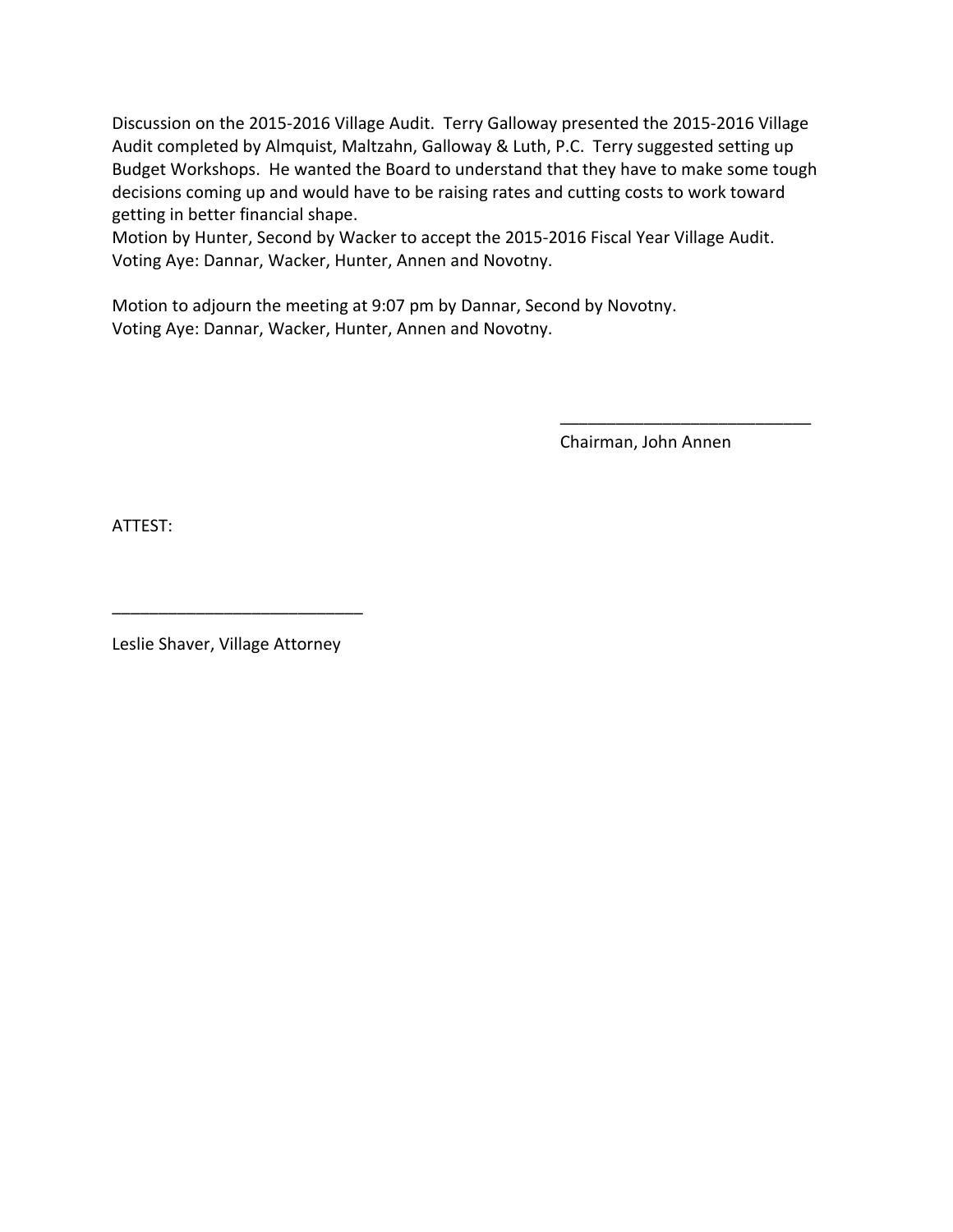Discussion on the 2015-2016 Village Audit. Terry Galloway presented the 2015-2016 Village Audit completed by Almquist, Maltzahn, Galloway & Luth, P.C. Terry suggested setting up Budget Workshops. He wanted the Board to understand that they have to make some tough decisions coming up and would have to be raising rates and cutting costs to work toward getting in better financial shape.
Motion by Hunter, Second by Wacker to accept the 2015-2016 Fiscal Year Village Audit.
Voting Aye: Dannar, Wacker, Hunter, Annen and Novotny.

Motion to adjourn the meeting at 9:07 pm by Dannar, Second by Novotny.
Voting Aye: Dannar, Wacker, Hunter, Annen and Novotny.

___________________________
Chairman, John Annen

ATTEST:

___________________________
Leslie Shaver, Village Attorney